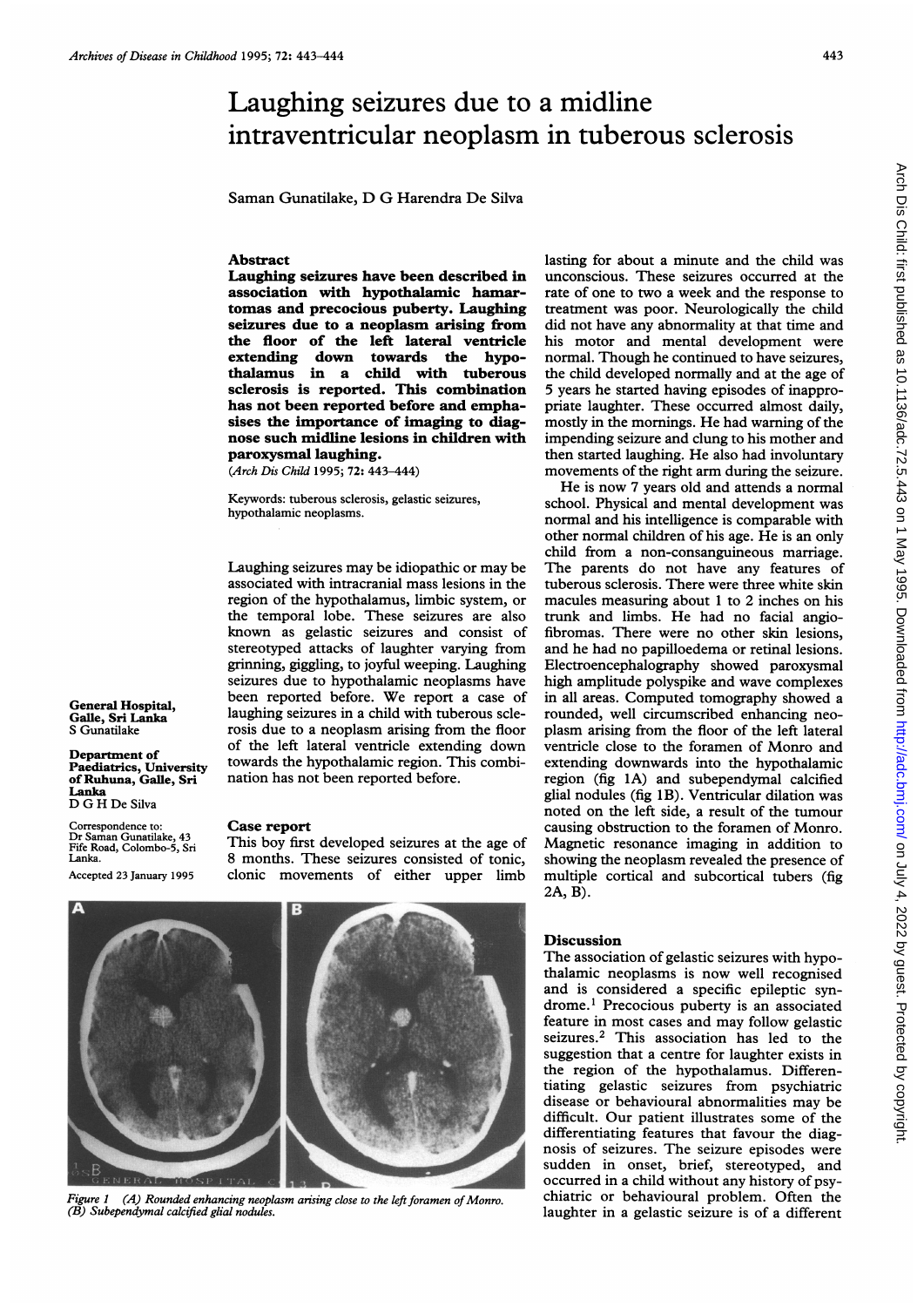# Laughing seizures due to a midline intraventricular neoplasm in tuberous sclerosis

Saman Gunatilake, D G Harendra De Silva

General Hospital, Galle, Sri Lanka
S Gunatilake

Department of Paediatrics, University of Ruhuna, Galle, Sri Lanka
D G H De Silva

Correspondence to: Dr Saman Gunatilake, 43 Fife Road, Colombo-5, Sri Lanka.

Accepted 23 January 1995

## Abstract

**Laughing seizures have been described in association with hypothalamic hamartomas and precocious puberty. Laughing seizures due to a neoplasm arising from the floor of the left lateral ventricle extending down towards the hypothalamus in a child with tuberous sclerosis is reported. This combination has not been reported before and emphasises the importance of imaging to diagnose such midline lesions in children with paroxysmal laughing.**

(*Arch Dis Child* 1995; **72**: 443–444)

Keywords: tuberous sclerosis, gelastic seizures, hypothalamic neoplasms.

Laughing seizures may be idiopathic or may be associated with intracranial mass lesions in the region of the hypothalamus, limbic system, or the temporal lobe. These seizures are also known as gelastic seizures and consist of stereotyped attacks of laughter varying from grinning, giggling, to joyful weeping. Laughing seizures due to hypothalamic neoplasms have been reported before. We report a case of laughing seizures in a child with tuberous sclerosis due to a neoplasm arising from the floor of the left lateral ventricle extending down towards the hypothalamic region. This combination has not been reported before.

## Case report

This boy first developed seizures at the age of 8 months. These seizures consisted of tonic, clonic movements of either upper limb lasting for about a minute and the child was unconscious. These seizures occurred at the rate of one to two a week and the response to treatment was poor. Neurologically the child did not have any abnormality at that time and his motor and mental development were normal. Though he continued to have seizures, the child developed normally and at the age of 5 years he started having episodes of inappropriate laughter. These occurred almost daily, mostly in the mornings. He had warning of the impending seizure and clung to his mother and then started laughing. He also had involuntary movements of the right arm during the seizure.

He is now 7 years old and attends a normal school. Physical and mental development was normal and his intelligence is comparable with other normal children of his age. He is an only child from a non-consanguineous marriage. The parents do not have any features of tuberous sclerosis. There were three white skin macules measuring about 1 to 2 inches on his trunk and limbs. He had no facial angiofibromas. There were no other skin lesions, and he had no papilloedema or retinal lesions. Electroencephalography showed paroxysmal high amplitude polyspike and wave complexes in all areas. Computed tomography showed a rounded, well circumscribed enhancing neoplasm arising from the floor of the left lateral ventricle close to the foramen of Monro and extending downwards into the hypothalamic region (fig 1A) and subependymal calcified glial nodules (fig 1B). Ventricular dilation was noted on the left side, a result of the tumour causing obstruction to the foramen of Monro. Magnetic resonance imaging in addition to showing the neoplasm revealed the presence of multiple cortical and subcortical tubers (fig 2A, B).

*Figure 1 (A) Rounded enhancing neoplasm arising close to the left foramen of Monro. (B) Subependymal calcified glial nodules.*

## Discussion

The association of gelastic seizures with hypothalamic neoplasms is now well recognised and is considered a specific epileptic syndrome.[1] Precocious puberty is an associated feature in most cases and may follow gelastic seizures.[2] This association has led to the suggestion that a centre for laughter exists in the region of the hypothalamus. Differentiating gelastic seizures from psychiatric disease or behavioural abnormalities may be difficult. Our patient illustrates some of the differentiating features that favour the diagnosis of seizures. The seizure episodes were sudden in onset, brief, stereotyped, and occurred in a child without any history of psychiatric or behavioural problem. Often the laughter in a gelastic seizure is of a different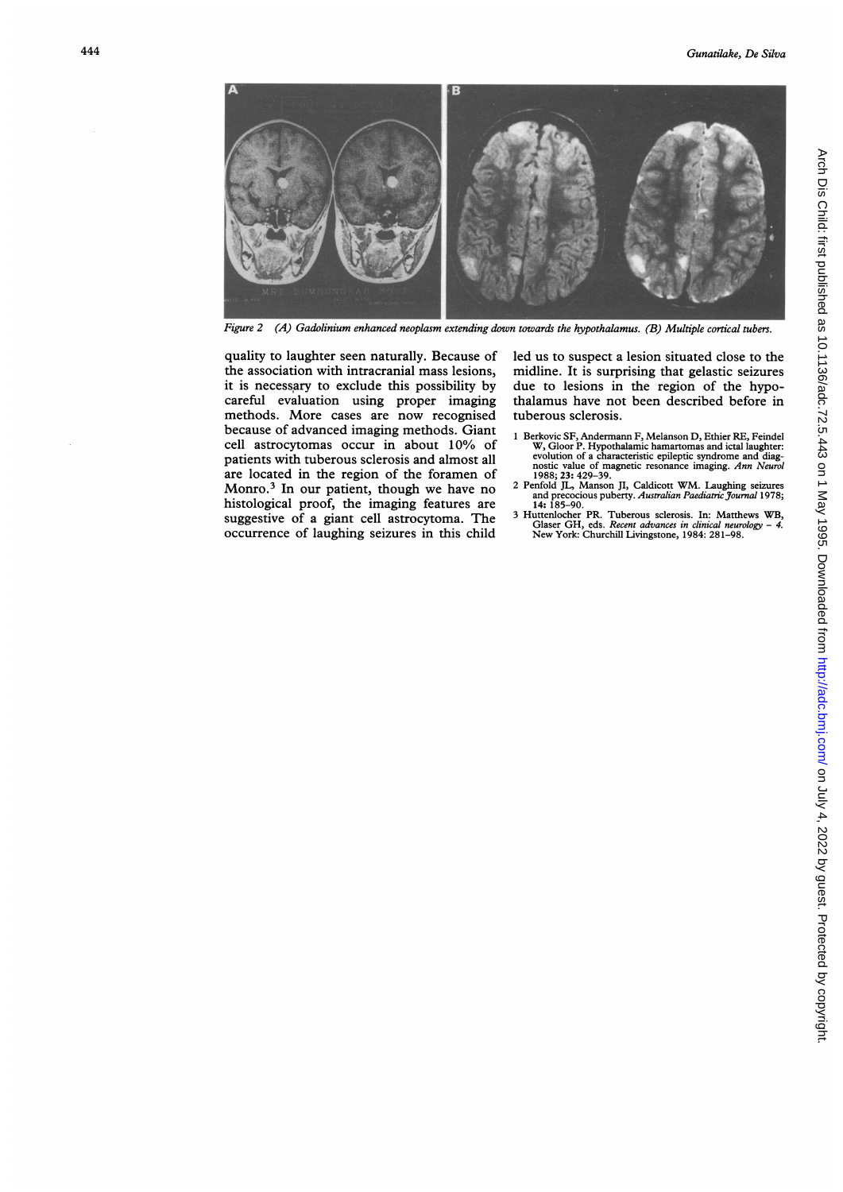*Figure 2 (A) Gadolinium enhanced neoplasm extending down towards the hypothalamus. (B) Multiple cortical tubers.*

quality to laughter seen naturally. Because of the association with intracranial mass lesions, it is necessary to exclude this possibility by careful evaluation using proper imaging methods. More cases are now recognised because of advanced imaging methods. Giant cell astrocytomas occur in about 10% of patients with tuberous sclerosis and almost all are located in the region of the foramen of Monro.[3] In our patient, though we have no histological proof, the imaging features are suggestive of a giant cell astrocytoma. The occurrence of laughing seizures in this child led us to suspect a lesion situated close to the midline. It is surprising that gelastic seizures due to lesions in the region of the hypothalamus have not been described before in tuberous sclerosis.

1 Berkovic SF, Andermann F, Melanson D, Ethier RE, Feindel W, Gloor P. Hypothalamic hamartomas and ictal laughter: evolution of a characteristic epileptic syndrome and diagnostic value of magnetic resonance imaging. *Ann Neurol* 1988; **23:** 429–39.
2 Penfold JL, Manson JI, Caldicott WM. Laughing seizures and precocious puberty. *Australian Paediatric Journal* 1978; **14:** 185–90.
3 Huttenlocher PR. Tuberous sclerosis. In: Matthews WB, Glaser GH, eds. *Recent advances in clinical neurology – 4.* New York: Churchill Livingstone, 1984: 281–98.